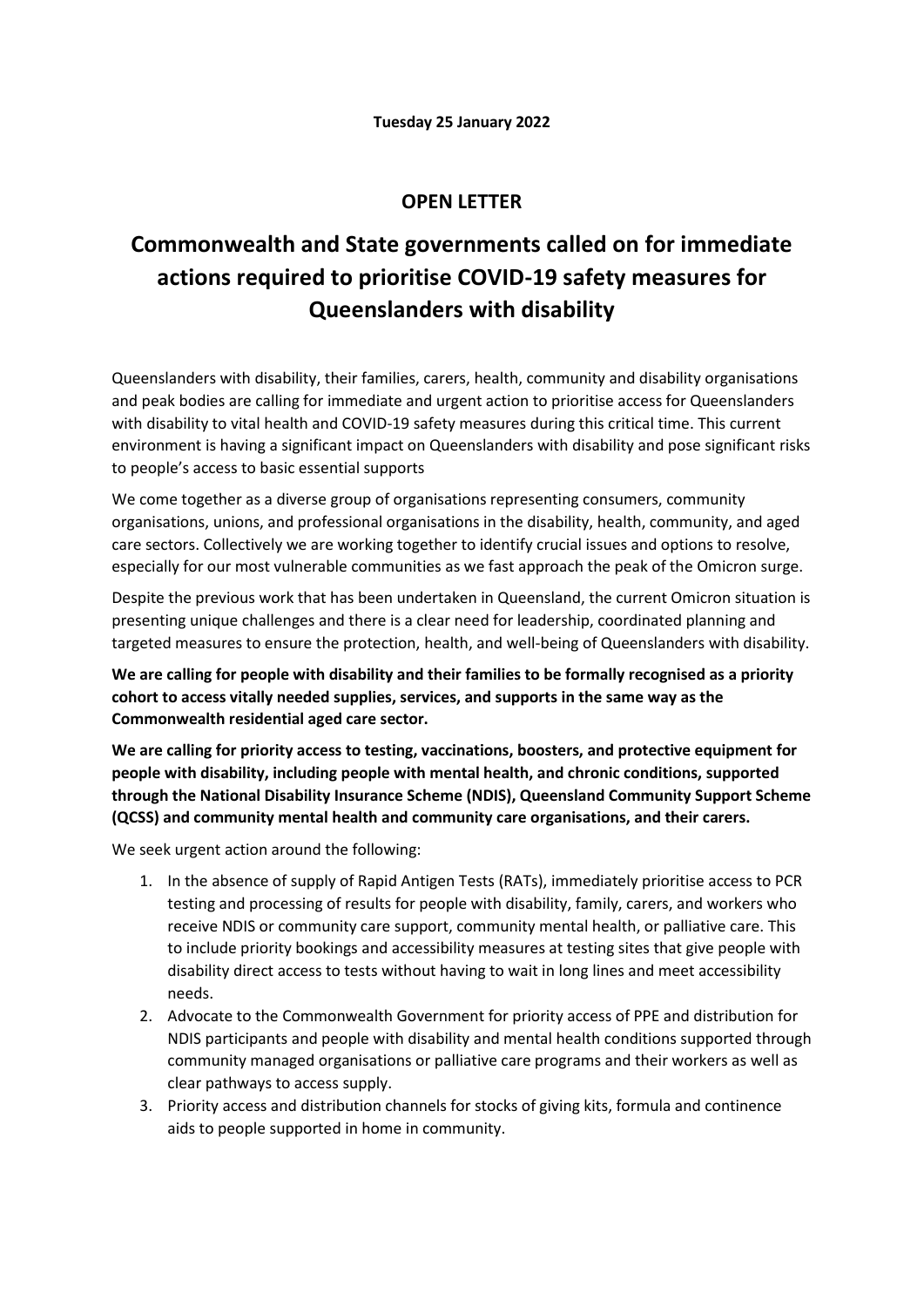**Tuesday 25 January 2022**

## OPEN LETTER

# Commonwealth and State governments called on for immediate actions required to prioritise COVID-19 safety measures for Queenslanders with disability

Queenslanders with disability, their families, carers, health, community and disability organisations and peak bodies are calling for immediate and urgent action to prioritise access for Queenslanders with disability to vital health and COVID-19 safety measures during this critical time. This current environment is having a significant impact on Queenslanders with disability and pose significant risks to people's access to basic essential supports

We come together as a diverse group of organisations representing consumers, community organisations, unions, and professional organisations in the disability, health, community, and aged care sectors. Collectively we are working together to identify crucial issues and options to resolve, especially for our most vulnerable communities as we fast approach the peak of the Omicron surge.

Despite the previous work that has been undertaken in Queensland, the current Omicron situation is presenting unique challenges and there is a clear need for leadership, coordinated planning and targeted measures to ensure the protection, health, and well-being of Queenslanders with disability.

**We are calling for people with disability and their families to be formally recognised as a priority cohort to access vitally needed supplies, services, and supports in the same way as the Commonwealth residential aged care sector.**

**We are calling for priority access to testing, vaccinations, boosters, and protective equipment for people with disability, including people with mental health, and chronic conditions, supported through the National Disability Insurance Scheme (NDIS), Queensland Community Support Scheme (QCSS) and community mental health and community care organisations, and their carers.**

We seek urgent action around the following:

1. In the absence of supply of Rapid Antigen Tests (RATs), immediately prioritise access to PCR testing and processing of results for people with disability, family, carers, and workers who receive NDIS or community care support, community mental health, or palliative care. This to include priority bookings and accessibility measures at testing sites that give people with disability direct access to tests without having to wait in long lines and meet accessibility needs.
2. Advocate to the Commonwealth Government for priority access of PPE and distribution for NDIS participants and people with disability and mental health conditions supported through community managed organisations or palliative care programs and their workers as well as clear pathways to access supply.
3. Priority access and distribution channels for stocks of giving kits, formula and continence aids to people supported in home in community.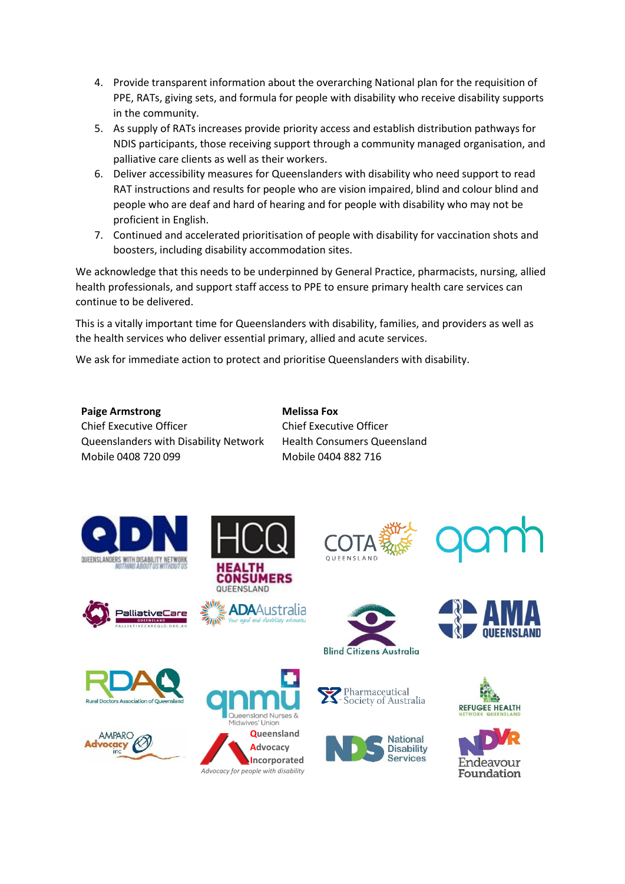4. Provide transparent information about the overarching National plan for the requisition of PPE, RATs, giving sets, and formula for people with disability who receive disability supports in the community.
5. As supply of RATs increases provide priority access and establish distribution pathways for NDIS participants, those receiving support through a community managed organisation, and palliative care clients as well as their workers.
6. Deliver accessibility measures for Queenslanders with disability who need support to read RAT instructions and results for people who are vision impaired, blind and colour blind and people who are deaf and hard of hearing and for people with disability who may not be proficient in English.
7. Continued and accelerated prioritisation of people with disability for vaccination shots and boosters, including disability accommodation sites.

We acknowledge that this needs to be underpinned by General Practice, pharmacists, nursing, allied health professionals, and support staff access to PPE to ensure primary health care services can continue to be delivered.

This is a vitally important time for Queenslanders with disability, families, and providers as well as the health services who deliver essential primary, allied and acute services.

We ask for immediate action to protect and prioritise Queenslanders with disability.

**Paige Armstrong**
Chief Executive Officer
Queenslanders with Disability Network
Mobile 0408 720 099

**Melissa Fox**
Chief Executive Officer
Health Consumers Queensland
Mobile 0404 882 716